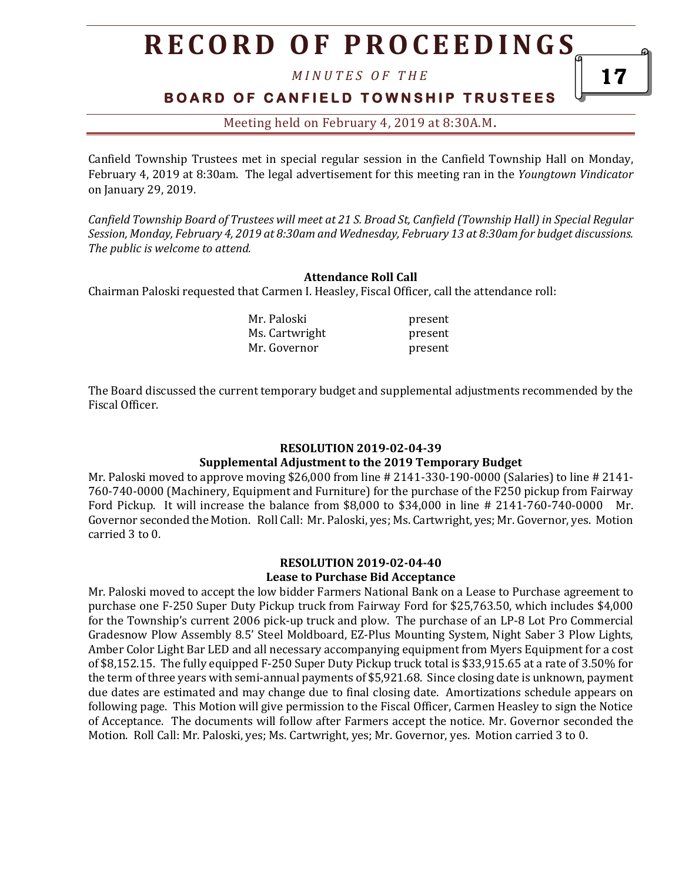Canfield Township Trustees met in special regular session in the Canfield Township Hall on Monday, February 4, 2019 at 8:30am. The legal advertisement for this meeting ran in the *Youngtown Vindicator* on January 29, 2019.

*Canfield Township Board of Trustees will meet at 21 S. Broad St, Canfield (Township Hall) in Special Regular Session, Monday, February 4, 2019 at 8:30am and Wednesday, February 13 at 8:30am for budget discussions. The public is welcome to attend.*

**Attendance Roll Call**

Chairman Paloski requested that Carmen I. Heasley, Fiscal Officer, call the attendance roll:

| | |
|---|---|
| Mr. Paloski | present |
| Ms. Cartwright | present |
| Mr. Governor | present |

The Board discussed the current temporary budget and supplemental adjustments recommended by the Fiscal Officer.

**RESOLUTION 2019-02-04-39**
**Supplemental Adjustment to the 2019 Temporary Budget**

Mr. Paloski moved to approve moving $26,000 from line # 2141-330-190-0000 (Salaries) to line # 2141-760-740-0000 (Machinery, Equipment and Furniture) for the purchase of the F250 pickup from Fairway Ford Pickup. It will increase the balance from $8,000 to $34,000 in line # 2141-760-740-0000 Mr. Governor seconded the Motion. Roll Call: Mr. Paloski, yes; Ms. Cartwright, yes; Mr. Governor, yes. Motion carried 3 to 0.

**RESOLUTION 2019-02-04-40**
**Lease to Purchase Bid Acceptance**

Mr. Paloski moved to accept the low bidder Farmers National Bank on a Lease to Purchase agreement to purchase one F-250 Super Duty Pickup truck from Fairway Ford for $25,763.50, which includes $4,000 for the Township's current 2006 pick-up truck and plow. The purchase of an LP-8 Lot Pro Commercial Gradesnow Plow Assembly 8.5' Steel Moldboard, EZ-Plus Mounting System, Night Saber 3 Plow Lights, Amber Color Light Bar LED and all necessary accompanying equipment from Myers Equipment for a cost of $8,152.15. The fully equipped F-250 Super Duty Pickup truck total is $33,915.65 at a rate of 3.50% for the term of three years with semi-annual payments of $5,921.68. Since closing date is unknown, payment due dates are estimated and may change due to final closing date. Amortizations schedule appears on following page. This Motion will give permission to the Fiscal Officer, Carmen Heasley to sign the Notice of Acceptance. The documents will follow after Farmers accept the notice. Mr. Governor seconded the Motion. Roll Call: Mr. Paloski, yes; Ms. Cartwright, yes; Mr. Governor, yes. Motion carried 3 to 0.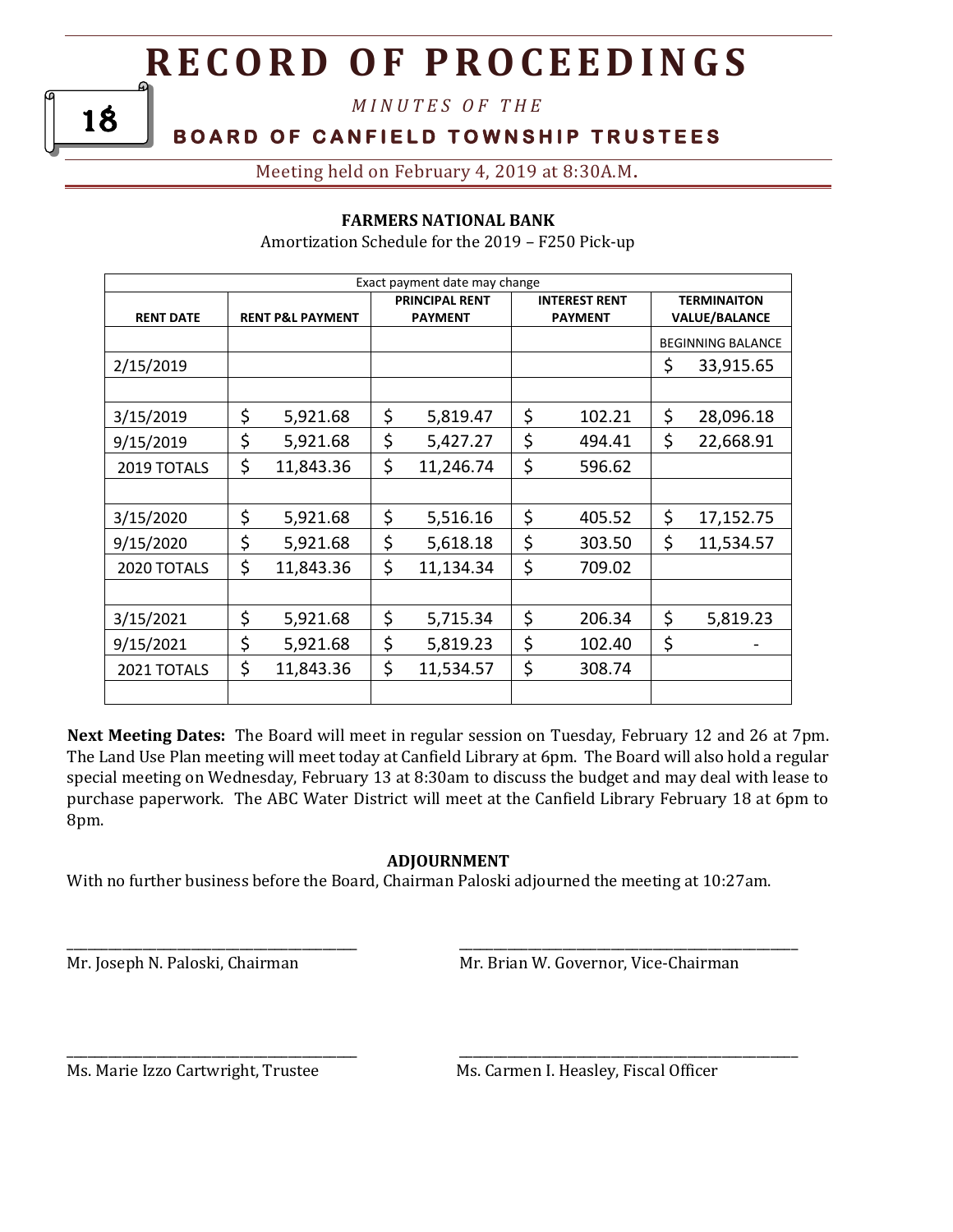**FARMERS NATIONAL BANK**

Amortization Schedule for the 2019 – F250 Pick-up

| Exact payment date may change | | | | |
|---|---|---|---|---|
| **RENT DATE** | **RENT P&L PAYMENT** | **PRINCIPAL RENT PAYMENT** | **INTEREST RENT PAYMENT** | **TERMINAITON VALUE/BALANCE** |
| | | | | BEGINNING BALANCE |
| 2/15/2019 | | | | $ 33,915.65 |
| | | | | |
| 3/15/2019 | $ 5,921.68 | $ 5,819.47 | $ 102.21 | $ 28,096.18 |
| 9/15/2019 | $ 5,921.68 | $ 5,427.27 | $ 494.41 | $ 22,668.91 |
| 2019 TOTALS | $ 11,843.36 | $ 11,246.74 | $ 596.62 | |
| | | | | |
| 3/15/2020 | $ 5,921.68 | $ 5,516.16 | $ 405.52 | $ 17,152.75 |
| 9/15/2020 | $ 5,921.68 | $ 5,618.18 | $ 303.50 | $ 11,534.57 |
| 2020 TOTALS | $ 11,843.36 | $ 11,134.34 | $ 709.02 | |
| | | | | |
| 3/15/2021 | $ 5,921.68 | $ 5,715.34 | $ 206.34 | $ 5,819.23 |
| 9/15/2021 | $ 5,921.68 | $ 5,819.23 | $ 102.40 | $ - |
| 2021 TOTALS | $ 11,843.36 | $ 11,534.57 | $ 308.74 | |
| | | | | |

**Next Meeting Dates:** The Board will meet in regular session on Tuesday, February 12 and 26 at 7pm. The Land Use Plan meeting will meet today at Canfield Library at 6pm. The Board will also hold a regular special meeting on Wednesday, February 13 at 8:30am to discuss the budget and may deal with lease to purchase paperwork. The ABC Water District will meet at the Canfield Library February 18 at 6pm to 8pm.

**ADJOURNMENT**

With no further business before the Board, Chairman Paloski adjourned the meeting at 10:27am.

\_\_\_\_\_\_\_\_\_\_\_\_\_\_\_\_\_\_\_\_\_\_\_\_\_\_\_\_\_\_\_\_\_\_\_\_\_\_\_\_
Mr. Joseph N. Paloski, Chairman

\_\_\_\_\_\_\_\_\_\_\_\_\_\_\_\_\_\_\_\_\_\_\_\_\_\_\_\_\_\_\_\_\_\_\_\_\_\_\_\_
Mr. Brian W. Governor, Vice-Chairman

\_\_\_\_\_\_\_\_\_\_\_\_\_\_\_\_\_\_\_\_\_\_\_\_\_\_\_\_\_\_\_\_\_\_\_\_\_\_\_\_
Ms. Marie Izzo Cartwright, Trustee

\_\_\_\_\_\_\_\_\_\_\_\_\_\_\_\_\_\_\_\_\_\_\_\_\_\_\_\_\_\_\_\_\_\_\_\_\_\_\_\_
Ms. Carmen I. Heasley, Fiscal Officer